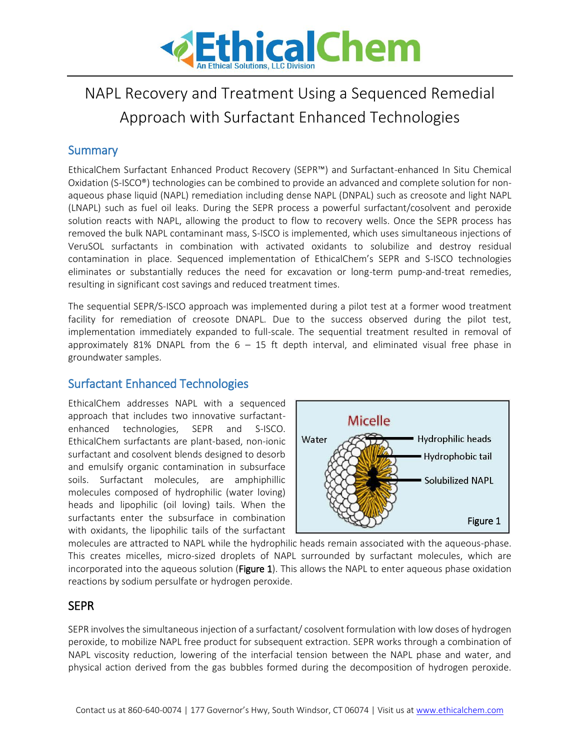# NAPL Recovery and Treatment Using a Sequenced Remedial Approach with Surfactant Enhanced Technologies

## Summary

EthicalChem Surfactant Enhanced Product Recovery (SEPR™) and Surfactant-enhanced In Situ Chemical Oxidation (S-ISCO®) technologies can be combined to provide an advanced and complete solution for non-aqueous phase liquid (NAPL) remediation including dense NAPL (DNPAL) such as creosote and light NAPL (LNAPL) such as fuel oil leaks. During the SEPR process a powerful surfactant/cosolvent and peroxide solution reacts with NAPL, allowing the product to flow to recovery wells. Once the SEPR process has removed the bulk NAPL contaminant mass, S-ISCO is implemented, which uses simultaneous injections of VeruSOL surfactants in combination with activated oxidants to solubilize and destroy residual contamination in place. Sequenced implementation of EthicalChem's SEPR and S-ISCO technologies eliminates or substantially reduces the need for excavation or long-term pump-and-treat remedies, resulting in significant cost savings and reduced treatment times.

The sequential SEPR/S-ISCO approach was implemented during a pilot test at a former wood treatment facility for remediation of creosote DNAPL. Due to the success observed during the pilot test, implementation immediately expanded to full-scale. The sequential treatment resulted in removal of approximately 81% DNAPL from the 6 – 15 ft depth interval, and eliminated visual free phase in groundwater samples.

## Surfactant Enhanced Technologies

EthicalChem addresses NAPL with a sequenced approach that includes two innovative surfactant-enhanced technologies, SEPR and S-ISCO. EthicalChem surfactants are plant-based, non-ionic surfactant and cosolvent blends designed to desorb and emulsify organic contamination in subsurface soils. Surfactant molecules, are amphiphillic molecules composed of hydrophilic (water loving) heads and lipophilic (oil loving) tails. When the surfactants enter the subsurface in combination with oxidants, the lipophilic tails of the surfactant molecules are attracted to NAPL while the hydrophilic heads remain associated with the aqueous-phase. This creates micelles, micro-sized droplets of NAPL surrounded by surfactant molecules, which are incorporated into the aqueous solution (**Figure 1**). This allows the NAPL to enter aqueous phase oxidation reactions by sodium persulfate or hydrogen peroxide.

Micelle

Water | Hydrophilic heads | Hydrophobic tail | Solubilized NAPL

Figure 1

## SEPR

SEPR involves the simultaneous injection of a surfactant/ cosolvent formulation with low doses of hydrogen peroxide, to mobilize NAPL free product for subsequent extraction. SEPR works through a combination of NAPL viscosity reduction, lowering of the interfacial tension between the NAPL phase and water, and physical action derived from the gas bubbles formed during the decomposition of hydrogen peroxide.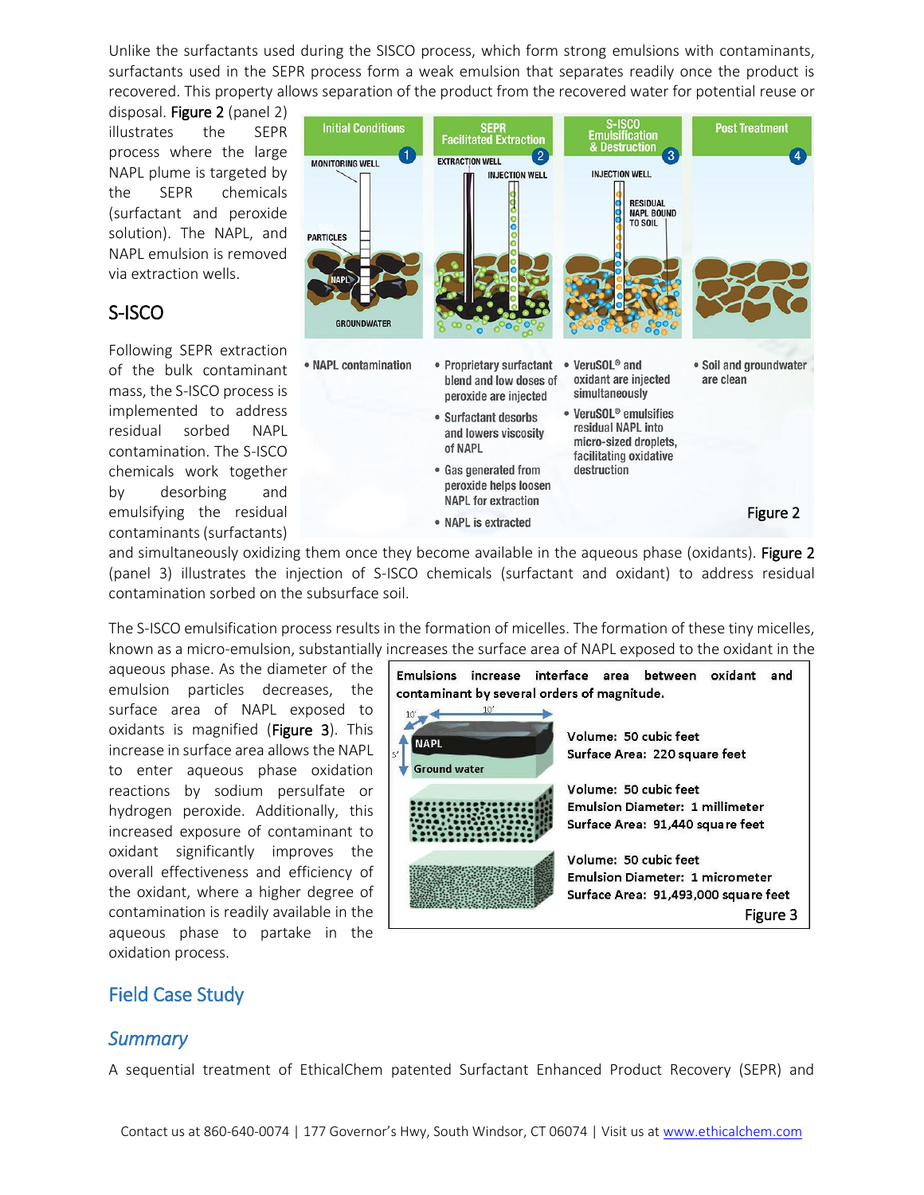Unlike the surfactants used during the SISCO process, which form strong emulsions with contaminants, surfactants used in the SEPR process form a weak emulsion that separates readily once the product is recovered. This property allows separation of the product from the recovered water for potential reuse or disposal. Figure 2 (panel 2) illustrates the SEPR process where the large NAPL plume is targeted by the SEPR chemicals (surfactant and peroxide solution). The NAPL, and NAPL emulsion is removed via extraction wells.

Figure 2

## S-ISCO

Following SEPR extraction of the bulk contaminant mass, the S-ISCO process is implemented to address residual sorbed NAPL contamination. The S-ISCO chemicals work together by desorbing and emulsifying the residual contaminants (surfactants) and simultaneously oxidizing them once they become available in the aqueous phase (oxidants). Figure 2 (panel 3) illustrates the injection of S-ISCO chemicals (surfactant and oxidant) to address residual contamination sorbed on the subsurface soil.

The S-ISCO emulsification process results in the formation of micelles. The formation of these tiny micelles, known as a micro-emulsion, substantially increases the surface area of NAPL exposed to the oxidant in the aqueous phase. As the diameter of the emulsion particles decreases, the surface area of NAPL exposed to oxidants is magnified (Figure 3). This increase in surface area allows the NAPL to enter aqueous phase oxidation reactions by sodium persulfate or hydrogen peroxide. Additionally, this increased exposure of contaminant to oxidant significantly improves the overall effectiveness and efficiency of the oxidant, where a higher degree of contamination is readily available in the aqueous phase to partake in the oxidation process.

Figure 3

## Field Case Study

### *Summary*

A sequential treatment of EthicalChem patented Surfactant Enhanced Product Recovery (SEPR) and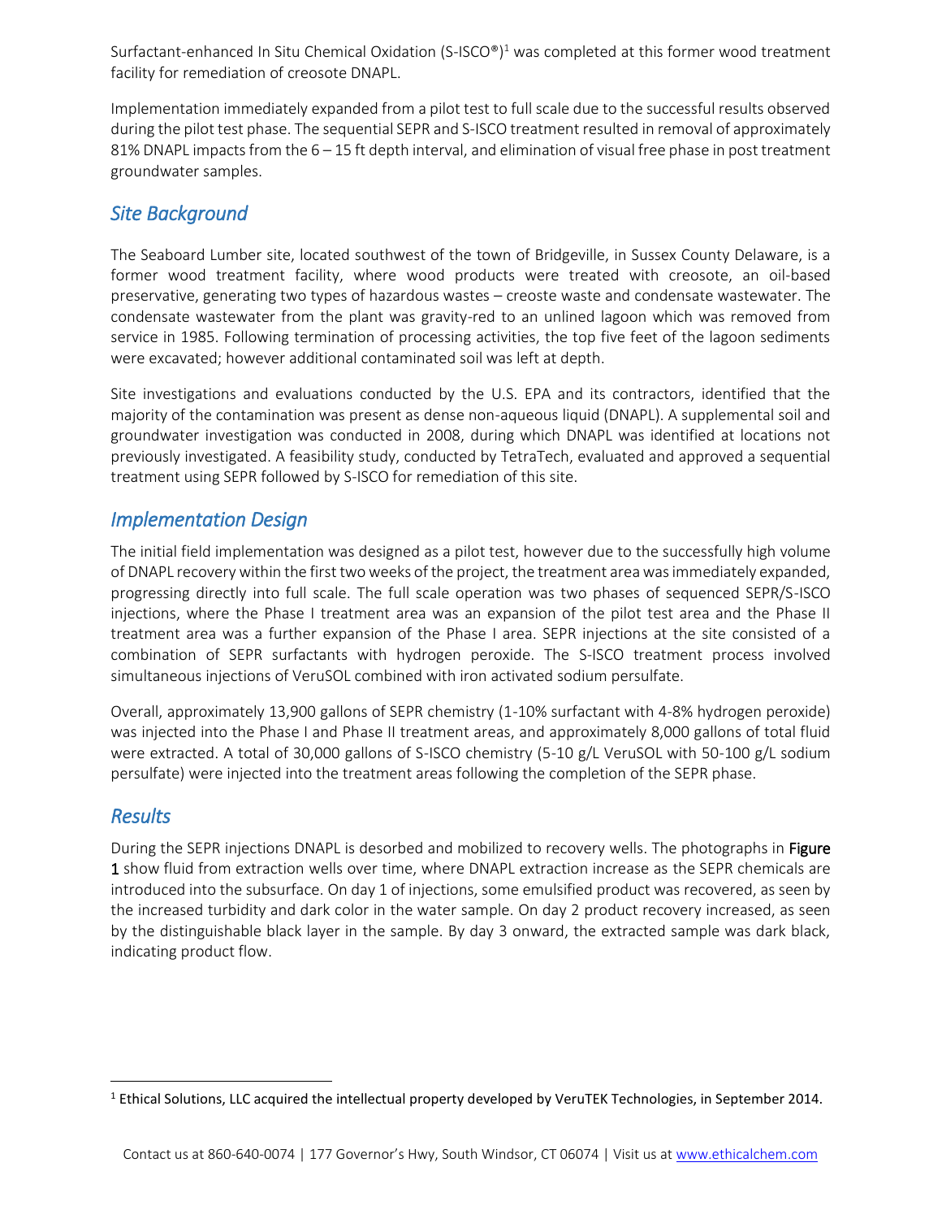Surfactant-enhanced In Situ Chemical Oxidation (S-ISCO®)[1] was completed at this former wood treatment facility for remediation of creosote DNAPL.

Implementation immediately expanded from a pilot test to full scale due to the successful results observed during the pilot test phase. The sequential SEPR and S-ISCO treatment resulted in removal of approximately 81% DNAPL impacts from the 6 – 15 ft depth interval, and elimination of visual free phase in post treatment groundwater samples.

## *Site Background*

The Seaboard Lumber site, located southwest of the town of Bridgeville, in Sussex County Delaware, is a former wood treatment facility, where wood products were treated with creosote, an oil-based preservative, generating two types of hazardous wastes – creoste waste and condensate wastewater. The condensate wastewater from the plant was gravity-red to an unlined lagoon which was removed from service in 1985. Following termination of processing activities, the top five feet of the lagoon sediments were excavated; however additional contaminated soil was left at depth.

Site investigations and evaluations conducted by the U.S. EPA and its contractors, identified that the majority of the contamination was present as dense non-aqueous liquid (DNAPL). A supplemental soil and groundwater investigation was conducted in 2008, during which DNAPL was identified at locations not previously investigated. A feasibility study, conducted by TetraTech, evaluated and approved a sequential treatment using SEPR followed by S-ISCO for remediation of this site.

## *Implementation Design*

The initial field implementation was designed as a pilot test, however due to the successfully high volume of DNAPL recovery within the first two weeks of the project, the treatment area was immediately expanded, progressing directly into full scale. The full scale operation was two phases of sequenced SEPR/S-ISCO injections, where the Phase I treatment area was an expansion of the pilot test area and the Phase II treatment area was a further expansion of the Phase I area. SEPR injections at the site consisted of a combination of SEPR surfactants with hydrogen peroxide. The S-ISCO treatment process involved simultaneous injections of VeruSOL combined with iron activated sodium persulfate.

Overall, approximately 13,900 gallons of SEPR chemistry (1-10% surfactant with 4-8% hydrogen peroxide) was injected into the Phase I and Phase II treatment areas, and approximately 8,000 gallons of total fluid were extracted. A total of 30,000 gallons of S-ISCO chemistry (5-10 g/L VeruSOL with 50-100 g/L sodium persulfate) were injected into the treatment areas following the completion of the SEPR phase.

## *Results*

During the SEPR injections DNAPL is desorbed and mobilized to recovery wells. The photographs in **Figure 1** show fluid from extraction wells over time, where DNAPL extraction increase as the SEPR chemicals are introduced into the subsurface. On day 1 of injections, some emulsified product was recovered, as seen by the increased turbidity and dark color in the water sample. On day 2 product recovery increased, as seen by the distinguishable black layer in the sample. By day 3 onward, the extracted sample was dark black, indicating product flow.

[1] Ethical Solutions, LLC acquired the intellectual property developed by VeruTEK Technologies, in September 2014.

Contact us at 860-640-0074 | 177 Governor's Hwy, South Windsor, CT 06074 | Visit us at www.ethicalchem.com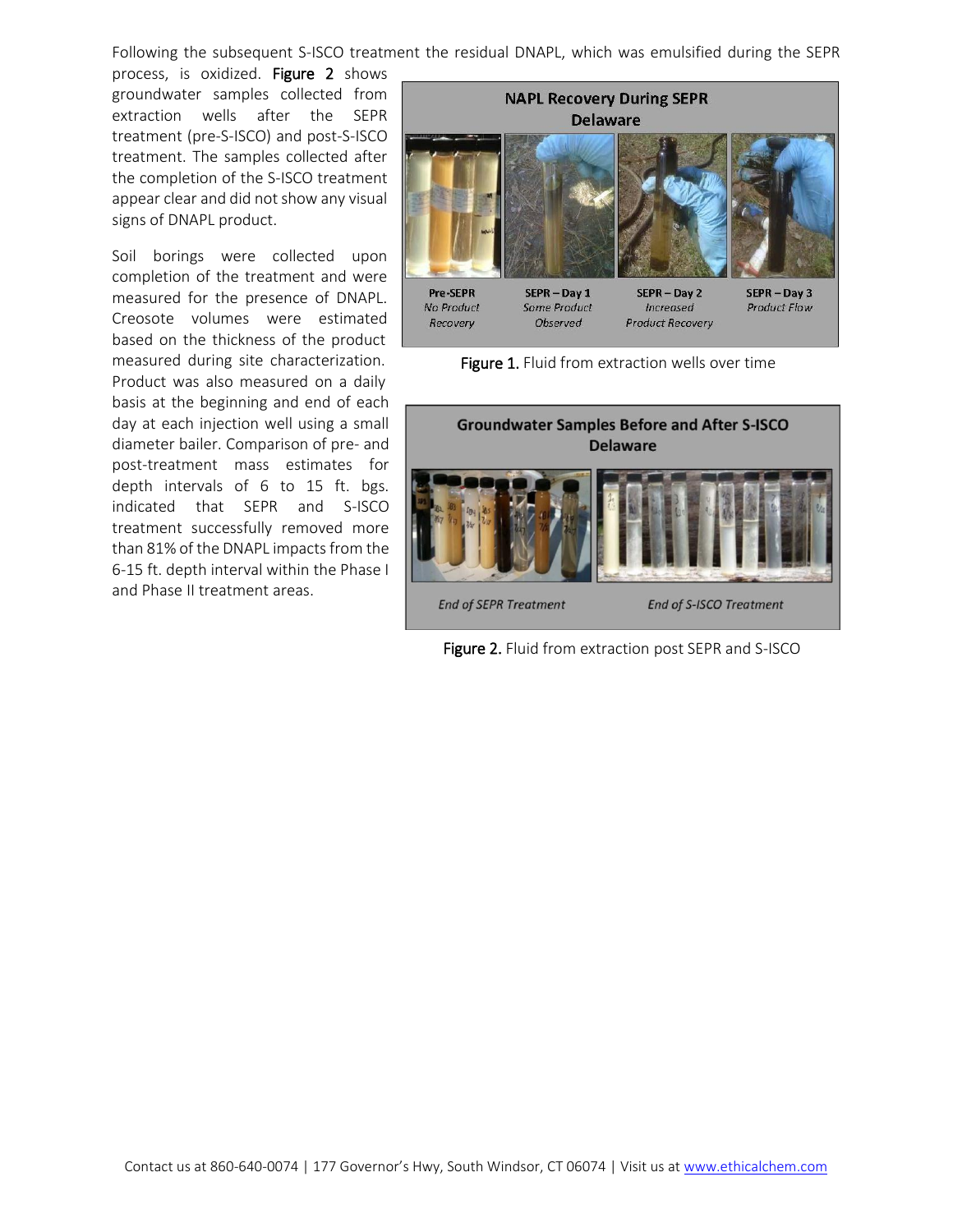Following the subsequent S-ISCO treatment the residual DNAPL, which was emulsified during the SEPR process, is oxidized. **Figure 2** shows groundwater samples collected from extraction wells after the SEPR treatment (pre-S-ISCO) and post-S-ISCO treatment. The samples collected after the completion of the S-ISCO treatment appear clear and did not show any visual signs of DNAPL product.

Soil borings were collected upon completion of the treatment and were measured for the presence of DNAPL. Creosote volumes were estimated based on the thickness of the product measured during site characterization. Product was also measured on a daily basis at the beginning and end of each day at each injection well using a small diameter bailer. Comparison of pre- and post-treatment mass estimates for depth intervals of 6 to 15 ft. bgs. indicated that SEPR and S-ISCO treatment successfully removed more than 81% of the DNAPL impacts from the 6-15 ft. depth interval within the Phase I and Phase II treatment areas.

NAPL Recovery During SEPR
Delaware

Pre-SEPR
*No Product Recovery*

SEPR – Day 1
*Some Product Observed*

SEPR – Day 2
*Increased Product Recovery*

SEPR – Day 3
*Product Flow*

**Figure 1.** Fluid from extraction wells over time

Groundwater Samples Before and After S-ISCO
Delaware

*End of SEPR Treatment*

*End of S-ISCO Treatment*

**Figure 2.** Fluid from extraction post SEPR and S-ISCO